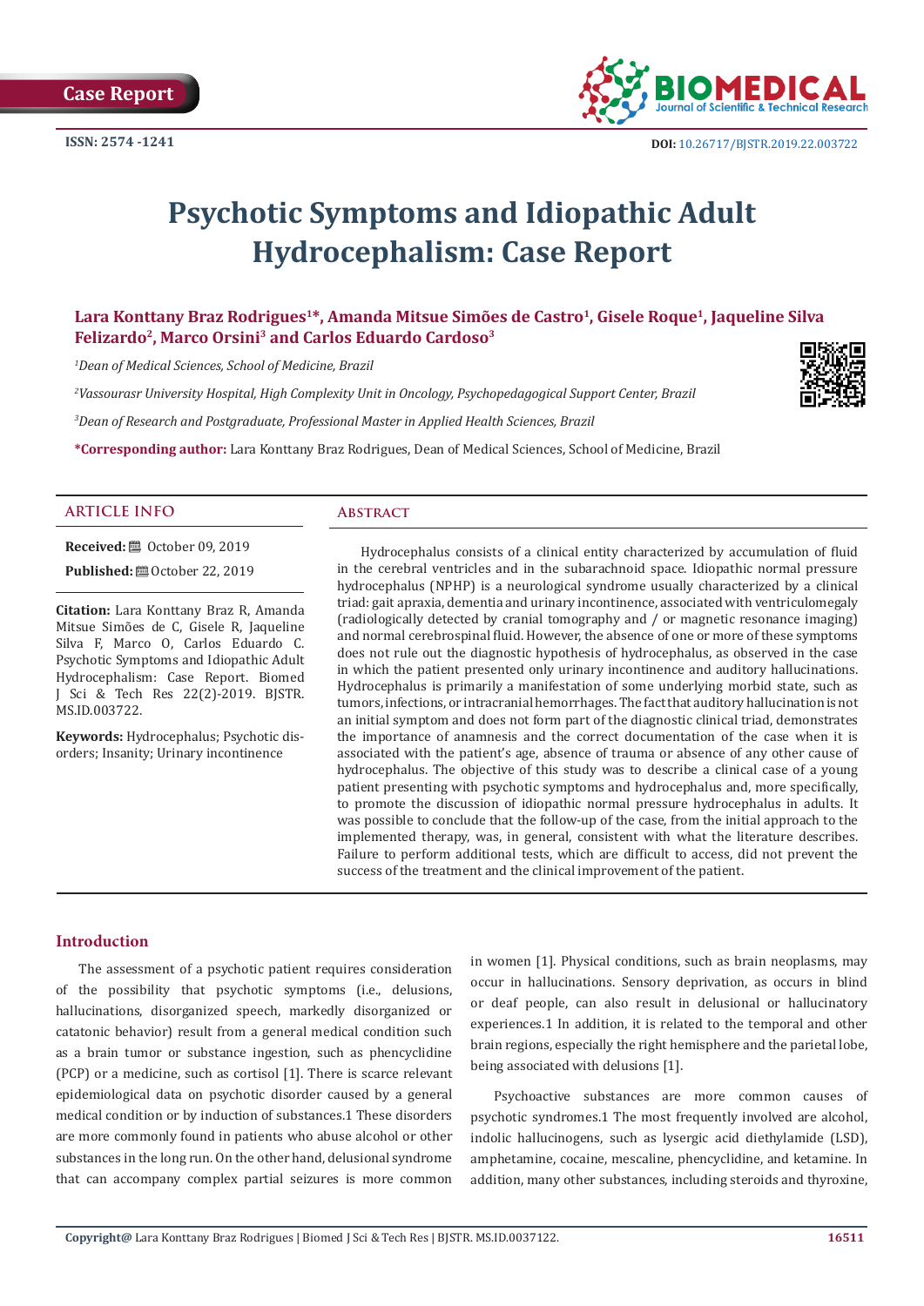Case Report

ISSN: 2574 -1241

DOI: 10.26717/BJSTR.2019.22.003722

# Psychotic Symptoms and Idiopathic Adult Hydrocephalism: Case Report

**Lara Konttany Braz Rodrigues[1]*, Amanda Mitsue Simões de Castro[1], Gisele Roque[1], Jaqueline Silva Felizardo[2], Marco Orsini[3] and Carlos Eduardo Cardoso[3]**

*[1]Dean of Medical Sciences, School of Medicine, Brazil*

*[2]Vassourasr University Hospital, High Complexity Unit in Oncology, Psychopedagogical Support Center, Brazil*

*[3]Dean of Research and Postgraduate, Professional Master in Applied Health Sciences, Brazil*

***Corresponding author:** Lara Konttany Braz Rodrigues, Dean of Medical Sciences, School of Medicine, Brazil

## ARTICLE INFO

**Received:** October 09, 2019

**Published:** October 22, 2019

**Citation:** Lara Konttany Braz R, Amanda Mitsue Simões de C, Gisele R, Jaqueline Silva F, Marco O, Carlos Eduardo C. Psychotic Symptoms and Idiopathic Adult Hydrocephalism: Case Report. Biomed J Sci & Tech Res 22(2)-2019. BJSTR. MS.ID.003722.

**Keywords:** Hydrocephalus; Psychotic disorders; Insanity; Urinary incontinence

## Abstract

Hydrocephalus consists of a clinical entity characterized by accumulation of fluid in the cerebral ventricles and in the subarachnoid space. Idiopathic normal pressure hydrocephalus (NPHP) is a neurological syndrome usually characterized by a clinical triad: gait apraxia, dementia and urinary incontinence, associated with ventriculomegaly (radiologically detected by cranial tomography and / or magnetic resonance imaging) and normal cerebrospinal fluid. However, the absence of one or more of these symptoms does not rule out the diagnostic hypothesis of hydrocephalus, as observed in the case in which the patient presented only urinary incontinence and auditory hallucinations. Hydrocephalus is primarily a manifestation of some underlying morbid state, such as tumors, infections, or intracranial hemorrhages. The fact that auditory hallucination is not an initial symptom and does not form part of the diagnostic clinical triad, demonstrates the importance of anamnesis and the correct documentation of the case when it is associated with the patient's age, absence of trauma or absence of any other cause of hydrocephalus. The objective of this study was to describe a clinical case of a young patient presenting with psychotic symptoms and hydrocephalus and, more specifically, to promote the discussion of idiopathic normal pressure hydrocephalus in adults. It was possible to conclude that the follow-up of the case, from the initial approach to the implemented therapy, was, in general, consistent with what the literature describes. Failure to perform additional tests, which are difficult to access, did not prevent the success of the treatment and the clinical improvement of the patient.

## Introduction

The assessment of a psychotic patient requires consideration of the possibility that psychotic symptoms (i.e., delusions, hallucinations, disorganized speech, markedly disorganized or catatonic behavior) result from a general medical condition such as a brain tumor or substance ingestion, such as phencyclidine (PCP) or a medicine, such as cortisol [1]. There is scarce relevant epidemiological data on psychotic disorder caused by a general medical condition or by induction of substances.1 These disorders are more commonly found in patients who abuse alcohol or other substances in the long run. On the other hand, delusional syndrome that can accompany complex partial seizures is more common in women [1]. Physical conditions, such as brain neoplasms, may occur in hallucinations. Sensory deprivation, as occurs in blind or deaf people, can also result in delusional or hallucinatory experiences.1 In addition, it is related to the temporal and other brain regions, especially the right hemisphere and the parietal lobe, being associated with delusions [1].

Psychoactive substances are more common causes of psychotic syndromes.1 The most frequently involved are alcohol, indolic hallucinogens, such as lysergic acid diethylamide (LSD), amphetamine, cocaine, mescaline, phencyclidine, and ketamine. In addition, many other substances, including steroids and thyroxine,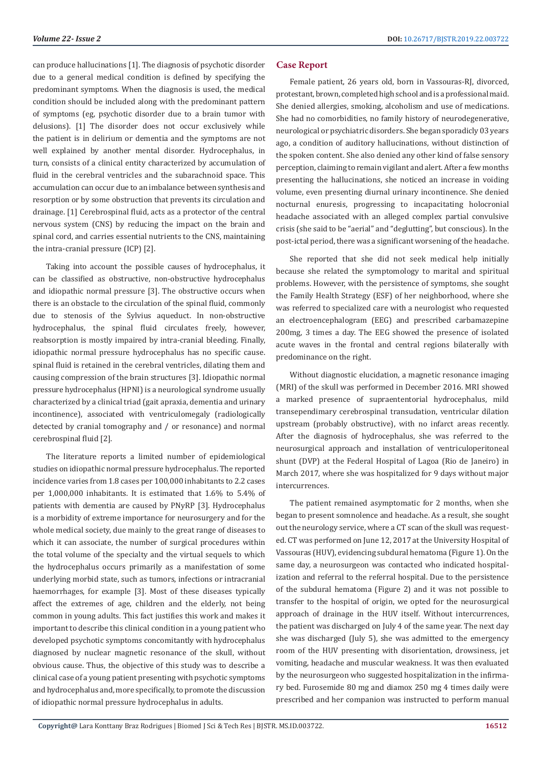can produce hallucinations [1]. The diagnosis of psychotic disorder due to a general medical condition is defined by specifying the predominant symptoms. When the diagnosis is used, the medical condition should be included along with the predominant pattern of symptoms (eg, psychotic disorder due to a brain tumor with delusions). [1] The disorder does not occur exclusively while the patient is in delirium or dementia and the symptoms are not well explained by another mental disorder. Hydrocephalus, in turn, consists of a clinical entity characterized by accumulation of fluid in the cerebral ventricles and the subarachnoid space. This accumulation can occur due to an imbalance between synthesis and resorption or by some obstruction that prevents its circulation and drainage. [1] Cerebrospinal fluid, acts as a protector of the central nervous system (CNS) by reducing the impact on the brain and spinal cord, and carries essential nutrients to the CNS, maintaining the intra-cranial pressure (ICP) [2].

Taking into account the possible causes of hydrocephalus, it can be classified as obstructive, non-obstructive hydrocephalus and idiopathic normal pressure [3]. The obstructive occurs when there is an obstacle to the circulation of the spinal fluid, commonly due to stenosis of the Sylvius aqueduct. In non-obstructive hydrocephalus, the spinal fluid circulates freely, however, reabsorption is mostly impaired by intra-cranial bleeding. Finally, idiopathic normal pressure hydrocephalus has no specific cause. spinal fluid is retained in the cerebral ventricles, dilating them and causing compression of the brain structures [3]. Idiopathic normal pressure hydrocephalus (HPNI) is a neurological syndrome usually characterized by a clinical triad (gait apraxia, dementia and urinary incontinence), associated with ventriculomegaly (radiologically detected by cranial tomography and / or resonance) and normal cerebrospinal fluid [2].

The literature reports a limited number of epidemiological studies on idiopathic normal pressure hydrocephalus. The reported incidence varies from 1.8 cases per 100,000 inhabitants to 2.2 cases per 1,000,000 inhabitants. It is estimated that 1.6% to 5.4% of patients with dementia are caused by PNyRP [3]. Hydrocephalus is a morbidity of extreme importance for neurosurgery and for the whole medical society, due mainly to the great range of diseases to which it can associate, the number of surgical procedures within the total volume of the specialty and the virtual sequels to which the hydrocephalus occurs primarily as a manifestation of some underlying morbid state, such as tumors, infections or intracranial haemorrhages, for example [3]. Most of these diseases typically affect the extremes of age, children and the elderly, not being common in young adults. This fact justifies this work and makes it important to describe this clinical condition in a young patient who developed psychotic symptoms concomitantly with hydrocephalus diagnosed by nuclear magnetic resonance of the skull, without obvious cause. Thus, the objective of this study was to describe a clinical case of a young patient presenting with psychotic symptoms and hydrocephalus and, more specifically, to promote the discussion of idiopathic normal pressure hydrocephalus in adults.

## Case Report

Female patient, 26 years old, born in Vassouras-RJ, divorced, protestant, brown, completed high school and is a professional maid. She denied allergies, smoking, alcoholism and use of medications. She had no comorbidities, no family history of neurodegenerative, neurological or psychiatric disorders. She began sporadicly 03 years ago, a condition of auditory hallucinations, without distinction of the spoken content. She also denied any other kind of false sensory perception, claiming to remain vigilant and alert. After a few months presenting the hallucinations, she noticed an increase in voiding volume, even presenting diurnal urinary incontinence. She denied nocturnal enuresis, progressing to incapacitating holocronial headache associated with an alleged complex partial convulsive crisis (she said to be "aerial" and "deglutting", but conscious). In the post-ictal period, there was a significant worsening of the headache.

She reported that she did not seek medical help initially because she related the symptomology to marital and spiritual problems. However, with the persistence of symptoms, she sought the Family Health Strategy (ESF) of her neighborhood, where she was referred to specialized care with a neurologist who requested an electroencephalogram (EEG) and prescribed carbamazepine 200mg, 3 times a day. The EEG showed the presence of isolated acute waves in the frontal and central regions bilaterally with predominance on the right.

Without diagnostic elucidation, a magnetic resonance imaging (MRI) of the skull was performed in December 2016. MRI showed a marked presence of supraententorial hydrocephalus, mild transependimary cerebrospinal transudation, ventricular dilation upstream (probably obstructive), with no infarct areas recently. After the diagnosis of hydrocephalus, she was referred to the neurosurgical approach and installation of ventriculoperitoneal shunt (DVP) at the Federal Hospital of Lagoa (Rio de Janeiro) in March 2017, where she was hospitalized for 9 days without major intercurrences.

The patient remained asymptomatic for 2 months, when she began to present somnolence and headache. As a result, she sought out the neurology service, where a CT scan of the skull was requested. CT was performed on June 12, 2017 at the University Hospital of Vassouras (HUV), evidencing subdural hematoma (Figure 1). On the same day, a neurosurgeon was contacted who indicated hospitalization and referral to the referral hospital. Due to the persistence of the subdural hematoma (Figure 2) and it was not possible to transfer to the hospital of origin, we opted for the neurosurgical approach of drainage in the HUV itself. Without intercurrences, the patient was discharged on July 4 of the same year. The next day she was discharged (July 5), she was admitted to the emergency room of the HUV presenting with disorientation, drowsiness, jet vomiting, headache and muscular weakness. It was then evaluated by the neurosurgeon who suggested hospitalization in the infirmary bed. Furosemide 80 mg and diamox 250 mg 4 times daily were prescribed and her companion was instructed to perform manual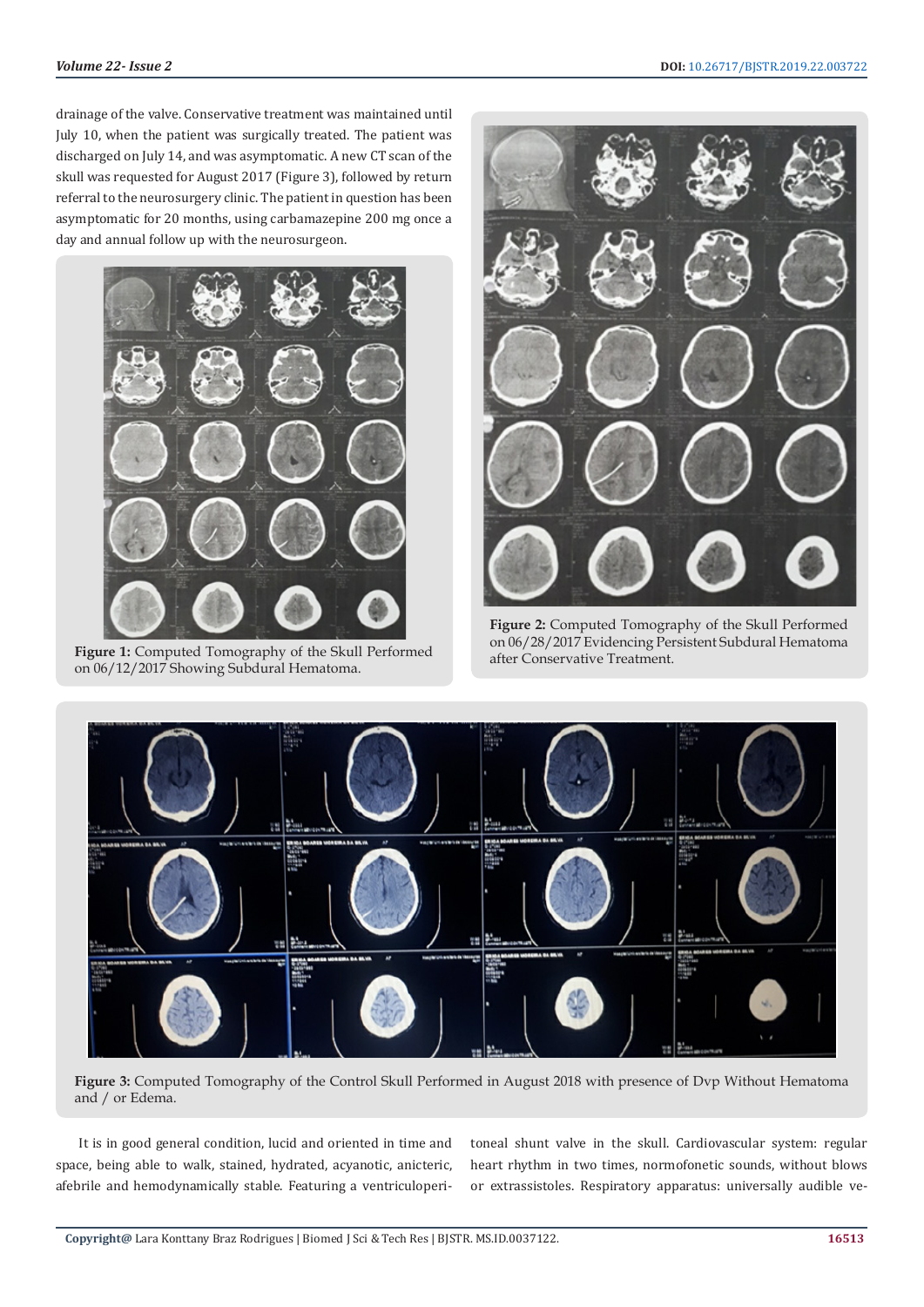drainage of the valve. Conservative treatment was maintained until July 10, when the patient was surgically treated. The patient was discharged on July 14, and was asymptomatic. A new CT scan of the skull was requested for August 2017 (Figure 3), followed by return referral to the neurosurgery clinic. The patient in question has been asymptomatic for 20 months, using carbamazepine 200 mg once a day and annual follow up with the neurosurgeon.

**Figure 1:** Computed Tomography of the Skull Performed on 06/12/2017 Showing Subdural Hematoma.

**Figure 2:** Computed Tomography of the Skull Performed on 06/28/2017 Evidencing Persistent Subdural Hematoma after Conservative Treatment.

**Figure 3:** Computed Tomography of the Control Skull Performed in August 2018 with presence of Dvp Without Hematoma and / or Edema.

It is in good general condition, lucid and oriented in time and space, being able to walk, stained, hydrated, acyanotic, anicteric, afebrile and hemodynamically stable. Featuring a ventriculoperitoneal shunt valve in the skull. Cardiovascular system: regular heart rhythm in two times, normofonetic sounds, without blows or extrassistoles. Respiratory apparatus: universally audible ve-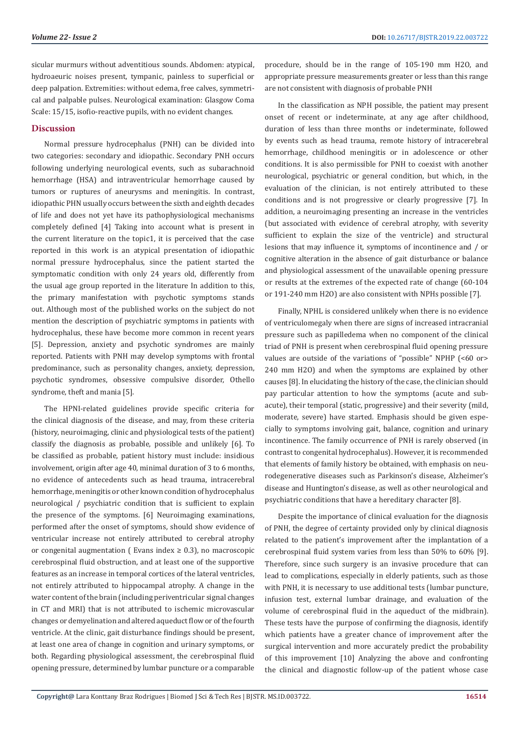sicular murmurs without adventitious sounds. Abdomen: atypical, hydroaeuric noises present, tympanic, painless to superficial or deep palpation. Extremities: without edema, free calves, symmetrical and palpable pulses. Neurological examination: Glasgow Coma Scale: 15/15, isofio-reactive pupils, with no evident changes.

## Discussion

Normal pressure hydrocephalus (PNH) can be divided into two categories: secondary and idiopathic. Secondary PNH occurs following underlying neurological events, such as subarachnoid hemorrhage (HSA) and intraventricular hemorrhage caused by tumors or ruptures of aneurysms and meningitis. In contrast, idiopathic PHN usually occurs between the sixth and eighth decades of life and does not yet have its pathophysiological mechanisms completely defined [4] Taking into account what is present in the current literature on the topic1, it is perceived that the case reported in this work is an atypical presentation of idiopathic normal pressure hydrocephalus, since the patient started the symptomatic condition with only 24 years old, differently from the usual age group reported in the literature In addition to this, the primary manifestation with psychotic symptoms stands out. Although most of the published works on the subject do not mention the description of psychiatric symptoms in patients with hydrocephalus, these have become more common in recent years [5]. Depression, anxiety and psychotic syndromes are mainly reported. Patients with PNH may develop symptoms with frontal predominance, such as personality changes, anxiety, depression, psychotic syndromes, obsessive compulsive disorder, Othello syndrome, theft and mania [5].

The HPNI-related guidelines provide specific criteria for the clinical diagnosis of the disease, and may, from these criteria (history, neuroimaging, clinic and physiological tests of the patient) classify the diagnosis as probable, possible and unlikely [6]. To be classified as probable, patient history must include: insidious involvement, origin after age 40, minimal duration of 3 to 6 months, no evidence of antecedents such as head trauma, intracerebral hemorrhage, meningitis or other known condition of hydrocephalus neurological / psychiatric condition that is sufficient to explain the presence of the symptoms. [6] Neuroimaging examinations, performed after the onset of symptoms, should show evidence of ventricular increase not entirely attributed to cerebral atrophy or congenital augmentation ( Evans index ≥ 0.3), no macroscopic cerebrospinal fluid obstruction, and at least one of the supportive features as an increase in temporal cortices of the lateral ventricles, not entirely attributed to hippocampal atrophy. A change in the water content of the brain (including periventricular signal changes in CT and MRI) that is not attributed to ischemic microvascular changes or demyelination and altered aqueduct flow or of the fourth ventricle. At the clinic, gait disturbance findings should be present, at least one area of change in cognition and urinary symptoms, or both. Regarding physiological assessment, the cerebrospinal fluid opening pressure, determined by lumbar puncture or a comparable procedure, should be in the range of 105-190 mm H2O, and appropriate pressure measurements greater or less than this range are not consistent with diagnosis of probable PNH

In the classification as NPH possible, the patient may present onset of recent or indeterminate, at any age after childhood, duration of less than three months or indeterminate, followed by events such as head trauma, remote history of intracerebral hemorrhage, childhood meningitis or in adolescence or other conditions. It is also permissible for PNH to coexist with another neurological, psychiatric or general condition, but which, in the evaluation of the clinician, is not entirely attributed to these conditions and is not progressive or clearly progressive [7]. In addition, a neuroimaging presenting an increase in the ventricles (but associated with evidence of cerebral atrophy, with severity sufficient to explain the size of the ventricle) and structural lesions that may influence it, symptoms of incontinence and / or cognitive alteration in the absence of gait disturbance or balance and physiological assessment of the unavailable opening pressure or results at the extremes of the expected rate of change (60-104 or 191-240 mm H2O) are also consistent with NPHs possible [7].

Finally, NPHL is considered unlikely when there is no evidence of ventriculomegaly when there are signs of increased intracranial pressure such as papilledema when no component of the clinical triad of PNH is present when cerebrospinal fluid opening pressure values are outside of the variations of "possible" NPHP (<60 or> 240 mm H2O) and when the symptoms are explained by other causes [8]. In elucidating the history of the case, the clinician should pay particular attention to how the symptoms (acute and subacute), their temporal (static, progressive) and their severity (mild, moderate, severe) have started. Emphasis should be given especially to symptoms involving gait, balance, cognition and urinary incontinence. The family occurrence of PNH is rarely observed (in contrast to congenital hydrocephalus). However, it is recommended that elements of family history be obtained, with emphasis on neurodegenerative diseases such as Parkinson's disease, Alzheimer's disease and Huntington's disease, as well as other neurological and psychiatric conditions that have a hereditary character [8].

Despite the importance of clinical evaluation for the diagnosis of PNH, the degree of certainty provided only by clinical diagnosis related to the patient's improvement after the implantation of a cerebrospinal fluid system varies from less than 50% to 60% [9]. Therefore, since such surgery is an invasive procedure that can lead to complications, especially in elderly patients, such as those with PNH, it is necessary to use additional tests (lumbar puncture, infusion test, external lumbar drainage, and evaluation of the volume of cerebrospinal fluid in the aqueduct of the midbrain). These tests have the purpose of confirming the diagnosis, identify which patients have a greater chance of improvement after the surgical intervention and more accurately predict the probability of this improvement [10] Analyzing the above and confronting the clinical and diagnostic follow-up of the patient whose case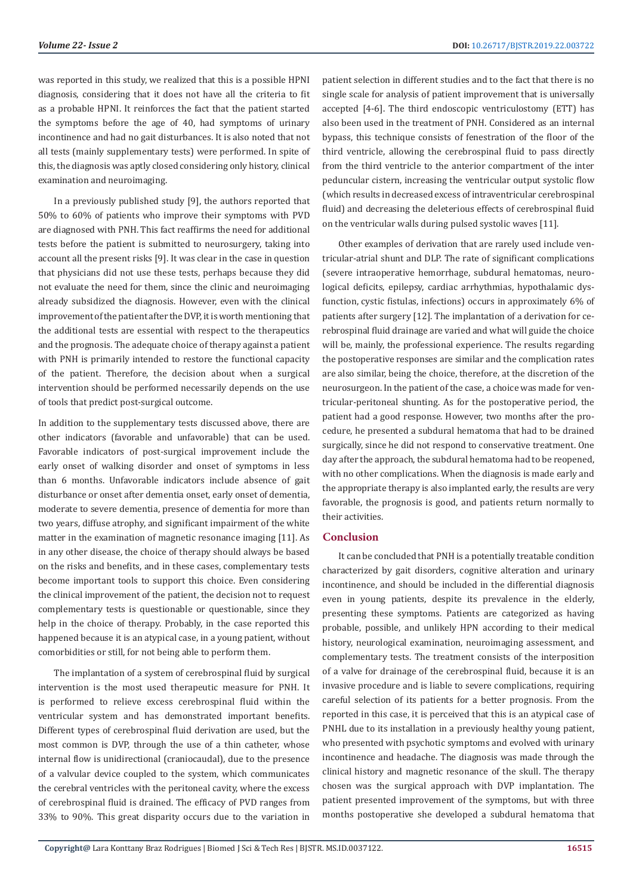was reported in this study, we realized that this is a possible HPNI diagnosis, considering that it does not have all the criteria to fit as a probable HPNI. It reinforces the fact that the patient started the symptoms before the age of 40, had symptoms of urinary incontinence and had no gait disturbances. It is also noted that not all tests (mainly supplementary tests) were performed. In spite of this, the diagnosis was aptly closed considering only history, clinical examination and neuroimaging.

In a previously published study [9], the authors reported that 50% to 60% of patients who improve their symptoms with PVD are diagnosed with PNH. This fact reaffirms the need for additional tests before the patient is submitted to neurosurgery, taking into account all the present risks [9]. It was clear in the case in question that physicians did not use these tests, perhaps because they did not evaluate the need for them, since the clinic and neuroimaging already subsidized the diagnosis. However, even with the clinical improvement of the patient after the DVP, it is worth mentioning that the additional tests are essential with respect to the therapeutics and the prognosis. The adequate choice of therapy against a patient with PNH is primarily intended to restore the functional capacity of the patient. Therefore, the decision about when a surgical intervention should be performed necessarily depends on the use of tools that predict post-surgical outcome.

In addition to the supplementary tests discussed above, there are other indicators (favorable and unfavorable) that can be used. Favorable indicators of post-surgical improvement include the early onset of walking disorder and onset of symptoms in less than 6 months. Unfavorable indicators include absence of gait disturbance or onset after dementia onset, early onset of dementia, moderate to severe dementia, presence of dementia for more than two years, diffuse atrophy, and significant impairment of the white matter in the examination of magnetic resonance imaging [11]. As in any other disease, the choice of therapy should always be based on the risks and benefits, and in these cases, complementary tests become important tools to support this choice. Even considering the clinical improvement of the patient, the decision not to request complementary tests is questionable or questionable, since they help in the choice of therapy. Probably, in the case reported this happened because it is an atypical case, in a young patient, without comorbidities or still, for not being able to perform them.

The implantation of a system of cerebrospinal fluid by surgical intervention is the most used therapeutic measure for PNH. It is performed to relieve excess cerebrospinal fluid within the ventricular system and has demonstrated important benefits. Different types of cerebrospinal fluid derivation are used, but the most common is DVP, through the use of a thin catheter, whose internal flow is unidirectional (craniocaudal), due to the presence of a valvular device coupled to the system, which communicates the cerebral ventricles with the peritoneal cavity, where the excess of cerebrospinal fluid is drained. The efficacy of PVD ranges from 33% to 90%. This great disparity occurs due to the variation in patient selection in different studies and to the fact that there is no single scale for analysis of patient improvement that is universally accepted [4-6]. The third endoscopic ventriculostomy (ETT) has also been used in the treatment of PNH. Considered as an internal bypass, this technique consists of fenestration of the floor of the third ventricle, allowing the cerebrospinal fluid to pass directly from the third ventricle to the anterior compartment of the inter peduncular cistern, increasing the ventricular output systolic flow (which results in decreased excess of intraventricular cerebrospinal fluid) and decreasing the deleterious effects of cerebrospinal fluid on the ventricular walls during pulsed systolic waves [11].

Other examples of derivation that are rarely used include ventricular-atrial shunt and DLP. The rate of significant complications (severe intraoperative hemorrhage, subdural hematomas, neurological deficits, epilepsy, cardiac arrhythmias, hypothalamic dysfunction, cystic fistulas, infections) occurs in approximately 6% of patients after surgery [12]. The implantation of a derivation for cerebrospinal fluid drainage are varied and what will guide the choice will be, mainly, the professional experience. The results regarding the postoperative responses are similar and the complication rates are also similar, being the choice, therefore, at the discretion of the neurosurgeon. In the patient of the case, a choice was made for ventricular-peritoneal shunting. As for the postoperative period, the patient had a good response. However, two months after the procedure, he presented a subdural hematoma that had to be drained surgically, since he did not respond to conservative treatment. One day after the approach, the subdural hematoma had to be reopened, with no other complications. When the diagnosis is made early and the appropriate therapy is also implanted early, the results are very favorable, the prognosis is good, and patients return normally to their activities.

## Conclusion

It can be concluded that PNH is a potentially treatable condition characterized by gait disorders, cognitive alteration and urinary incontinence, and should be included in the differential diagnosis even in young patients, despite its prevalence in the elderly, presenting these symptoms. Patients are categorized as having probable, possible, and unlikely HPN according to their medical history, neurological examination, neuroimaging assessment, and complementary tests. The treatment consists of the interposition of a valve for drainage of the cerebrospinal fluid, because it is an invasive procedure and is liable to severe complications, requiring careful selection of its patients for a better prognosis. From the reported in this case, it is perceived that this is an atypical case of PNHL due to its installation in a previously healthy young patient, who presented with psychotic symptoms and evolved with urinary incontinence and headache. The diagnosis was made through the clinical history and magnetic resonance of the skull. The therapy chosen was the surgical approach with DVP implantation. The patient presented improvement of the symptoms, but with three months postoperative she developed a subdural hematoma that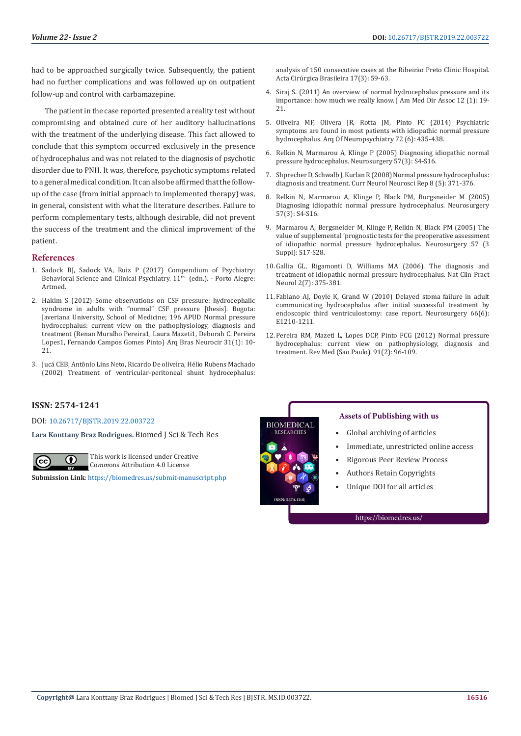had to be approached surgically twice. Subsequently, the patient had no further complications and was followed up on outpatient follow-up and control with carbamazepine.

The patient in the case reported presented a reality test without compromising and obtained cure of her auditory hallucinations with the treatment of the underlying disease. This fact allowed to conclude that this symptom occurred exclusively in the presence of hydrocephalus and was not related to the diagnosis of psychotic disorder due to PNH. It was, therefore, psychotic symptoms related to a general medical condition. It can also be affirmed that the follow-up of the case (from initial approach to implemented therapy) was, in general, consistent with what the literature describes. Failure to perform complementary tests, although desirable, did not prevent the success of the treatment and the clinical improvement of the patient.

## References

1. Sadock BJ, Sadock VA, Ruiz P (2017) Compendium of Psychiatry: Behavioral Science and Clinical Psychiatry. 11th (edn.). - Porto Alegre: Artmed.
2. Hakim S (2012) Some observations on CSF pressure: hydrocephalic syndrome in adults with "normal" CSF pressure [thesis]. Bogota: Javeriana University, School of Medicine; 196 APUD Normal pressure hydrocephalus: current view on the pathophysiology, diagnosis and treatment (Renan Muralho Pereira1, Laura Mazeti1, Deborah C. Pereira Lopes1, Fernando Campos Gomes Pinto) Arq Bras Neurocir 31(1): 10-21.
3. Jucá CEB, Antônio Lins Neto, Ricardo De oliveira, Hélio Rubens Machado (2002) Treatment of ventricular-peritoneal shunt hydrocephalus: analysis of 150 consecutive cases at the Ribeirão Preto Clinic Hospital. Acta Cirúrgica Brasileira 17(3): 59-63.
4. Siraj S. (2011) An overview of normal hydrocephalus pressure and its importance: how much we really know. J Am Med Dir Assoc 12 (1): 19-21.
5. Oliveira MF, Olivera JR, Rotta JM, Pinto FC (2014) Psychiatric symptoms are found in most patients with idiopathic normal pressure hydrocephalus. Arq Of Neuropsychiatry 72 (6): 435-438.
6. Relkin N, Marmarou A, Klinge P (2005) Diagnosing idiopathic normal pressure hydrocephalus. Neurosurgery 57(3): S4-S16.
7. Shprecher D, Schwalb J, Kurlan R (2008) Normal pressure hydrocephalus: diagnosis and treatment. Curr Neurol Neurosci Rep 8 (5): 371-376.
8. Relkin N, Marmarou A, Klinge P, Black PM, Burgsneider M (2005) Diagnosing idiopathic normal pressure hydrocephalus. Neurosurgery 57(3): S4-S16.
9. Marmarou A, Bergsneider M, Klinge P, Relkin N, Black PM (2005) The value of supplemental 'prognostic tests for the preoperative assessment of idiopathic normal pressure hydrocephalus. Neurosurgery 57 (3 Suppl): S17-S28.
10. Gallia GL, Rigamonti D, Williams MA (2006). The diagnosis and treatment of idiopathic normal pressure hydrocephalus. Nat Clin Pract Neurol 2(7): 375-381.
11. Fabiano AJ, Doyle K, Grand W (2010) Delayed stoma failure in adult communicating hydrocephalus after initial successful treatment by endoscopic third ventriculostomy: case report. Neurosurgery 66(6): E1210-1211.
12. Pereira RM, Mazeti L, Lopes DCP, Pinto FCG (2012) Normal pressure hydrocephalus: current view on pathophysiology, diagnosis and treatment. Rev Med (Sao Paulo). 91(2): 96-109.

**ISSN: 2574-1241**

DOI: 10.26717/BJSTR.2019.22.003722

**Lara Konttany Braz Rodrigues.** Biomed J Sci & Tech Res

This work is licensed under Creative Commons Attribution 4.0 License

**Submission Link**: https://biomedres.us/submit-manuscript.php

**Assets of Publishing with us**

- Global archiving of articles
- Immediate, unrestricted online access
- Rigorous Peer Review Process
- Authors Retain Copyrights
- Unique DOI for all articles

https://biomedres.us/